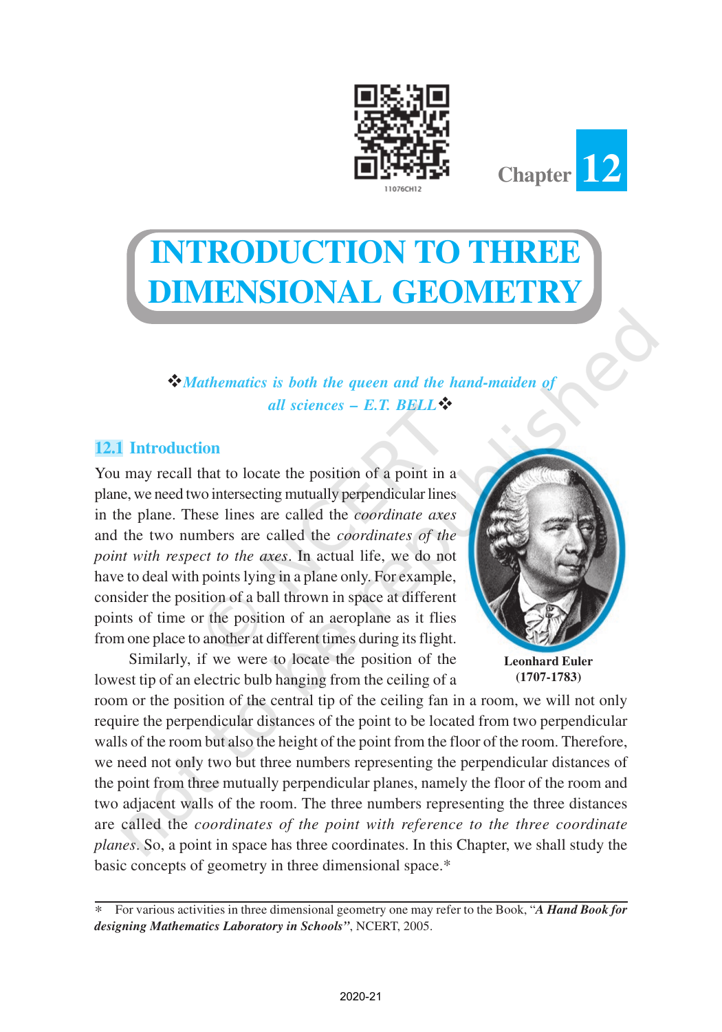Chapter 12

# INTRODUCTION TO THREE DIMENSIONAL GEOMETRY

❖ *Mathematics is both the queen and the hand-maiden of all sciences – E.T. BELL* ❖

## 12.1 Introduction

You may recall that to locate the position of a point in a plane, we need two intersecting mutually perpendicular lines in the plane. These lines are called the *coordinate axes* and the two numbers are called the *coordinates of the point with respect to the axes*. In actual life, we do not have to deal with points lying in a plane only. For example, consider the position of a ball thrown in space at different points of time or the position of an aeroplane as it flies from one place to another at different times during its flight.

**Leonhard Euler (1707-1783)**

Similarly, if we were to locate the position of the lowest tip of an electric bulb hanging from the ceiling of a room or the position of the central tip of the ceiling fan in a room, we will not only require the perpendicular distances of the point to be located from two perpendicular walls of the room but also the height of the point from the floor of the room. Therefore, we need not only two but three numbers representing the perpendicular distances of the point from three mutually perpendicular planes, namely the floor of the room and two adjacent walls of the room. The three numbers representing the three distances are called the *coordinates of the point with reference to the three coordinate planes*. So, a point in space has three coordinates. In this Chapter, we shall study the basic concepts of geometry in three dimensional space.*

* For various activities in three dimensional geometry one may refer to the Book, "***A Hand Book for designing Mathematics Laboratory in Schools***", NCERT, 2005.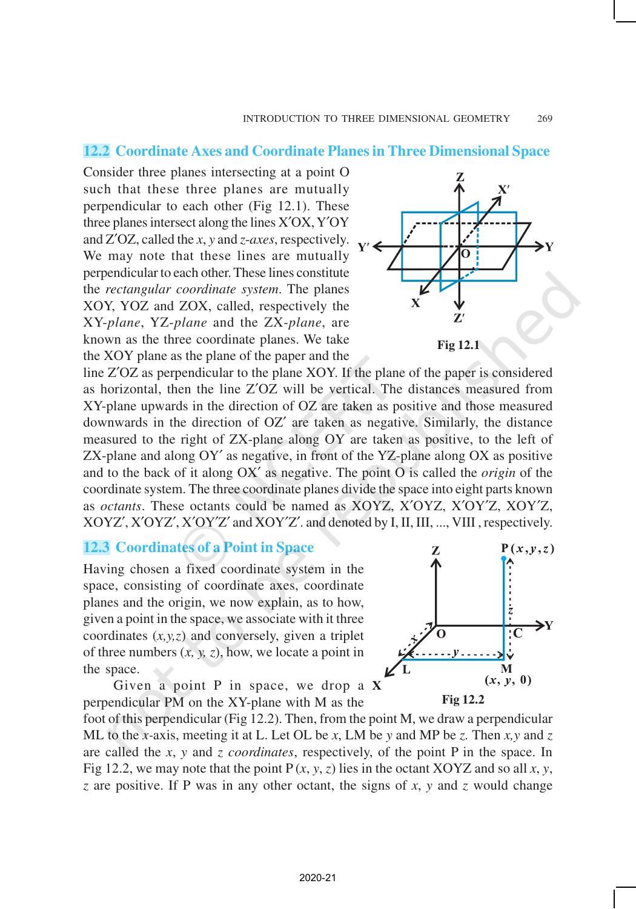## 12.2 Coordinate Axes and Coordinate Planes in Three Dimensional Space

Consider three planes intersecting at a point O such that these three planes are mutually perpendicular to each other (Fig 12.1). These three planes intersect along the lines X′OX, Y′OY and Z′OZ, called the *x*, *y* and *z-axes*, respectively. We may note that these lines are mutually perpendicular to each other. These lines constitute the *rectangular coordinate system*. The planes XOY, YOZ and ZOX, called, respectively the XY-*plane*, YZ-*plane* and the ZX-*plane*, are known as the three coordinate planes. We take the XOY plane as the plane of the paper and the line Z′OZ as perpendicular to the plane XOY. If the plane of the paper is considered as horizontal, then the line Z′OZ will be vertical. The distances measured from XY-plane upwards in the direction of OZ are taken as positive and those measured downwards in the direction of OZ′ are taken as negative. Similarly, the distance measured to the right of ZX-plane along OY are taken as positive, to the left of ZX-plane and along OY′ as negative, in front of the YZ-plane along OX as positive and to the back of it along OX′ as negative. The point O is called the *origin* of the coordinate system. The three coordinate planes divide the space into eight parts known as *octants*. These octants could be named as XOYZ, X′OYZ, X′OY′Z, XOY′Z, XOYZ′, X′OYZ′, X′OY′Z′ and XOY′Z′. and denoted by I, II, III, ..., VIII , respectively.

Z
X′
Y′
Y
O
X
Z′

**Fig 12.1**

## 12.3 Coordinates of a Point in Space

Having chosen a fixed coordinate system in the space, consisting of coordinate axes, coordinate planes and the origin, we now explain, as to how, given a point in the space, we associate with it three coordinates (*x,y,z*) and conversely, given a triplet of three numbers (*x, y, z*), how, we locate a point in the space.

Z
P (*x*,*y*,*z*)
*z*
Y
O
C
*x*
*y*
L
M
X
(*x*, *y*, 0)

**Fig 12.2**

Given a point P in space, we drop a perpendicular PM on the XY-plane with M as the foot of this perpendicular (Fig 12.2). Then, from the point M, we draw a perpendicular ML to the *x*-axis, meeting it at L. Let OL be *x*, LM be *y* and MP be *z*. Then *x*,*y* and *z* are called the *x*, *y* and *z coordinates*, respectively, of the point P in the space. In Fig 12.2, we may note that the point P (*x*, *y*, *z*) lies in the octant XOYZ and so all *x*, *y*, *z* are positive. If P was in any other octant, the signs of *x*, *y* and *z* would change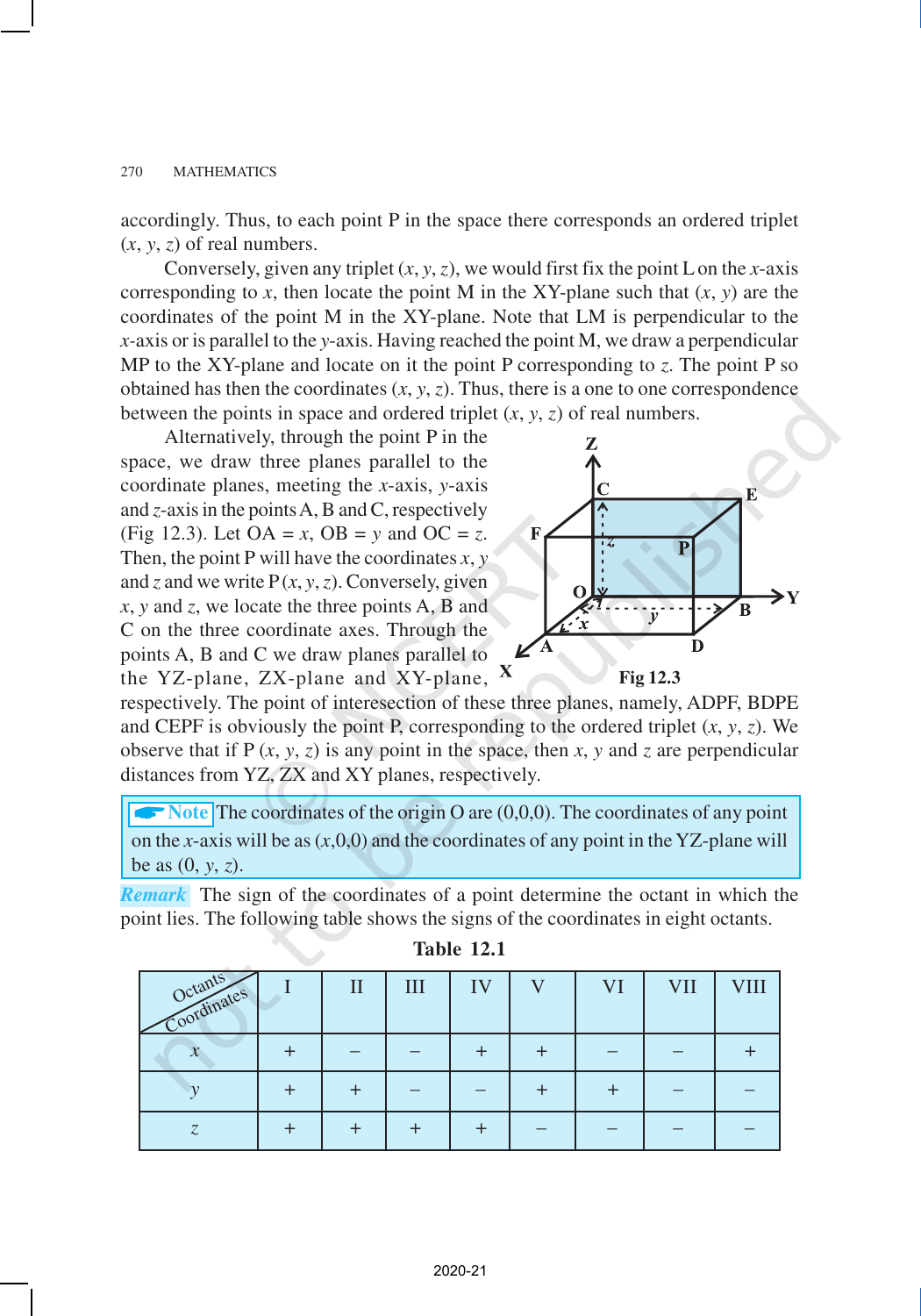accordingly. Thus, to each point P in the space there corresponds an ordered triplet $(x, y, z)$ of real numbers.

Conversely, given any triplet $(x, y, z)$, we would first fix the point L on the $x$-axis corresponding to $x$, then locate the point M in the XY-plane such that $(x, y)$ are the coordinates of the point M in the XY-plane. Note that LM is perpendicular to the $x$-axis or is parallel to the $y$-axis. Having reached the point M, we draw a perpendicular MP to the XY-plane and locate on it the point P corresponding to $z$. The point P so obtained has then the coordinates $(x, y, z)$. Thus, there is a one to one correspondence between the points in space and ordered triplet $(x, y, z)$ of real numbers.

Alternatively, through the point P in the space, we draw three planes parallel to the coordinate planes, meeting the $x$-axis, $y$-axis and $z$-axis in the points A, B and C, respectively (Fig 12.3). Let OA $= x$, OB $= y$ and OC $= z$. Then, the point P will have the coordinates $x$, $y$ and $z$ and we write P $(x, y, z)$. Conversely, given $x$, $y$ and $z$, we locate the three points A, B and C on the three coordinate axes. Through the points A, B and C we draw planes parallel to the YZ-plane, ZX-plane and XY-plane, respectively. The point of interesection of these three planes, namely, ADPF, BDPE and CEPF is obviously the point P, corresponding to the ordered triplet $(x, y, z)$. We observe that if P $(x, y, z)$ is any point in the space, then $x$, $y$ and $z$ are perpendicular distances from YZ, ZX and XY planes, respectively.

Fig 12.3

> **Note** The coordinates of the origin O are (0,0,0). The coordinates of any point on the $x$-axis will be as $(x,0,0)$ and the coordinates of any point in the YZ-plane will be as $(0, y, z)$.

***Remark*** The sign of the coordinates of a point determine the octant in which the point lies. The following table shows the signs of the coordinates in eight octants.

**Table 12.1**

| Octants / Coordinates | I | II | III | IV | V | VI | VII | VIII |
|---|---|---|---|---|---|---|---|---|
| $x$ | + | – | – | + | + | – | – | + |
| $y$ | + | + | – | – | + | + | – | – |
| $z$ | + | + | + | + | – | – | – | – |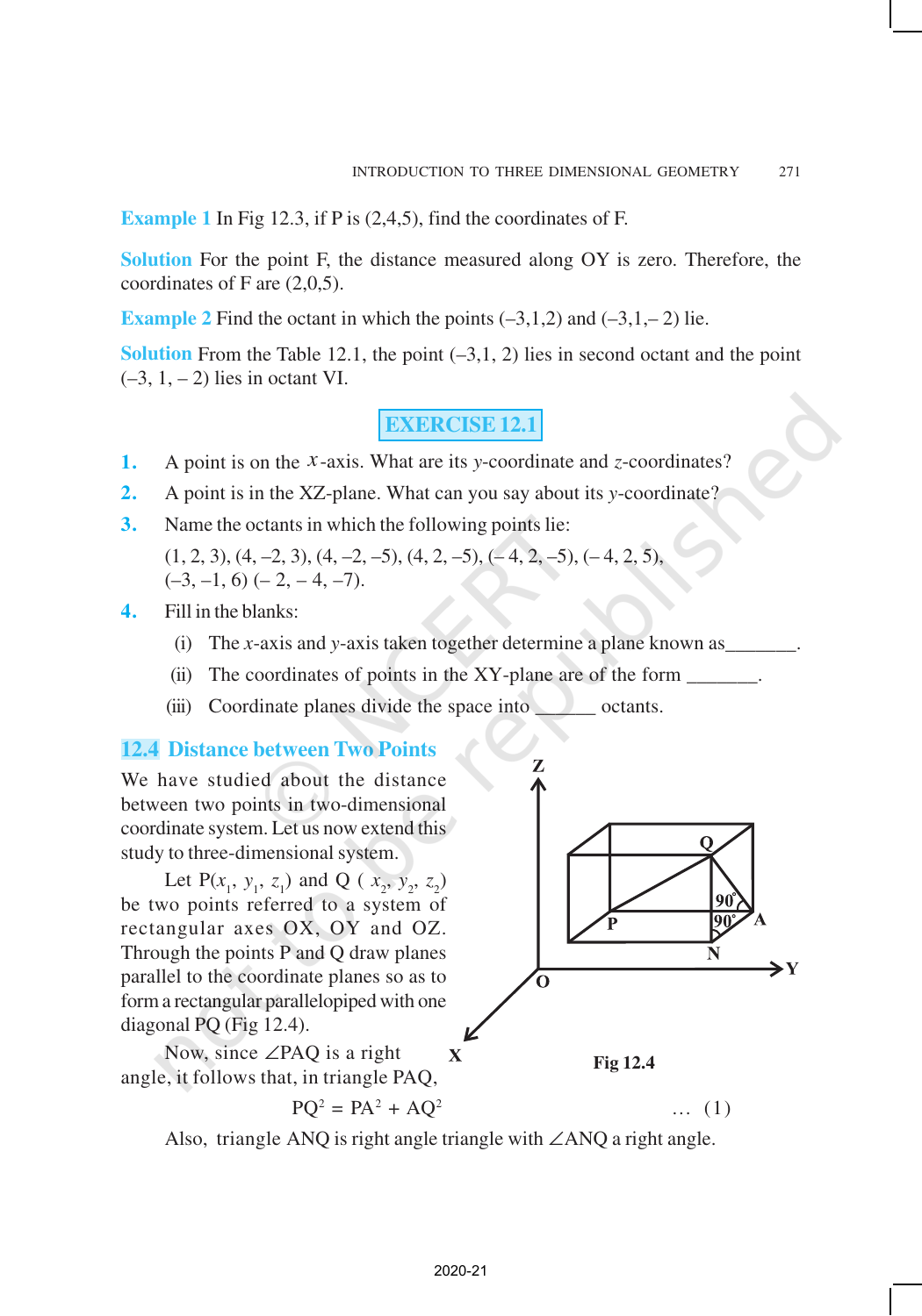**Example 1** In Fig 12.3, if P is (2,4,5), find the coordinates of F.

**Solution** For the point F, the distance measured along OY is zero. Therefore, the coordinates of F are (2,0,5).

**Example 2** Find the octant in which the points (–3,1,2) and (–3,1,– 2) lie.

**Solution** From the Table 12.1, the point (–3,1, 2) lies in second octant and the point (–3, 1, – 2) lies in octant VI.

## EXERCISE 12.1

1. A point is on the $x$-axis. What are its $y$-coordinate and $z$-coordinates?
2. A point is in the XZ-plane. What can you say about its $y$-coordinate?
3. Name the octants in which the following points lie:

   (1, 2, 3), (4, –2, 3), (4, –2, –5), (4, 2, –5), (– 4, 2, –5), (– 4, 2, 5), (–3, –1, 6) (– 2, – 4, –7).
4. Fill in the blanks:
   - (i) The $x$-axis and $y$-axis taken together determine a plane known as_______.
   - (ii) The coordinates of points in the XY-plane are of the form _______.
   - (iii) Coordinate planes divide the space into______ octants.

## 12.4 Distance between Two Points

We have studied about the distance between two points in two-dimensional coordinate system. Let us now extend this study to three-dimensional system.

Let P($x_1$, $y_1$, $z_1$) and Q ( $x_2$, $y_2$, $z_2$) be two points referred to a system of rectangular axes OX, OY and OZ. Through the points P and Q draw planes parallel to the coordinate planes so as to form a rectangular parallelopiped with one diagonal PQ (Fig 12.4).

Fig 12.4

Now, since ∠PAQ is a right angle, it follows that, in triangle PAQ,

$$PQ^2 = PA^2 + AQ^2 \quad \ldots (1)$$

Also, triangle ANQ is right angle triangle with ∠ANQ a right angle.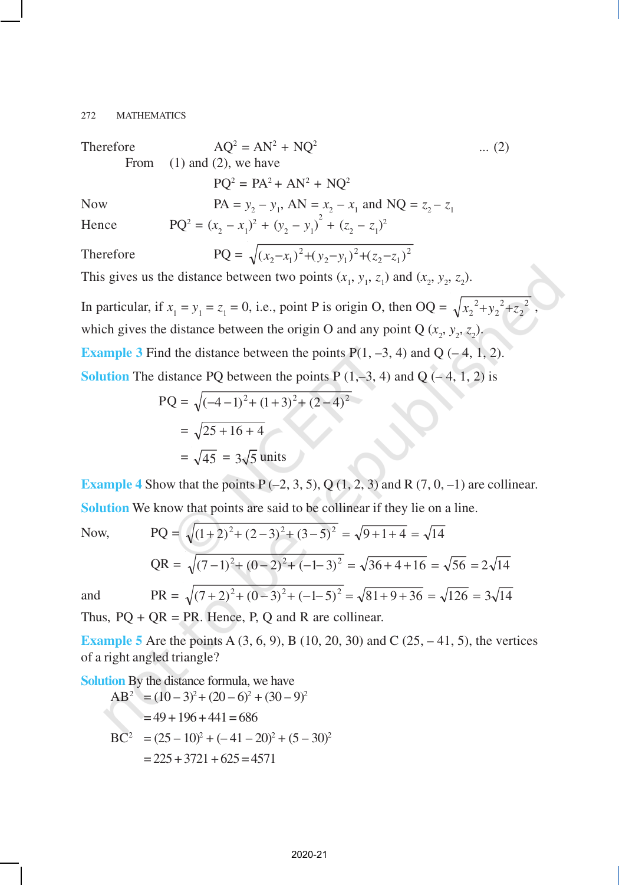Therefore $\quad AQ^2 = AN^2 + NQ^2 \quad \ldots (2)$

From (1) and (2), we have

$$PQ^2 = PA^2 + AN^2 + NQ^2$$

Now $\quad PA = y_2 - y_1,\ AN = x_2 - x_1$ and $NQ = z_2 - z_1$

Hence $\quad PQ^2 = (x_2 - x_1)^2 + (y_2 - y_1)^2 + (z_2 - z_1)^2$

Therefore $\quad PQ = \sqrt{(x_2-x_1)^2+(y_2-y_1)^2+(z_2-z_1)^2}$

This gives us the distance between two points $(x_1, y_1, z_1)$ and $(x_2, y_2, z_2)$.

In particular, if $x_1 = y_1 = z_1 = 0$, i.e., point P is origin O, then $OQ = \sqrt{x_2^2+y_2^2+z_2^2}$, which gives the distance between the origin O and any point Q $(x_2, y_2, z_2)$.

**Example 3** Find the distance between the points P(1, –3, 4) and Q (– 4, 1, 2).

**Solution** The distance PQ between the points P (1,–3, 4) and Q (– 4, 1, 2) is

$$PQ = \sqrt{(-4-1)^2 + (1+3)^2 + (2-4)^2}$$

$$= \sqrt{25+16+4}$$

$$= \sqrt{45} = 3\sqrt{5} \text{ units}$$

**Example 4** Show that the points P (–2, 3, 5), Q (1, 2, 3) and R (7, 0, –1) are collinear.

**Solution** We know that points are said to be collinear if they lie on a line.

Now, $\quad PQ = \sqrt{(1+2)^2 + (2-3)^2 + (3-5)^2} = \sqrt{9+1+4} = \sqrt{14}$

$\quad QR = \sqrt{(7-1)^2 + (0-2)^2 + (-1-3)^2} = \sqrt{36+4+16} = \sqrt{56} = 2\sqrt{14}$

and $\quad PR = \sqrt{(7+2)^2 + (0-3)^2 + (-1-5)^2} = \sqrt{81+9+36} = \sqrt{126} = 3\sqrt{14}$

Thus, PQ + QR = PR. Hence, P, Q and R are collinear.

**Example 5** Are the points A (3, 6, 9), B (10, 20, 30) and C (25, – 41, 5), the vertices of a right angled triangle?

**Solution** By the distance formula, we have

$$AB^2 = (10-3)^2 + (20-6)^2 + (30-9)^2$$

$$= 49 + 196 + 441 = 686$$

$$BC^2 = (25-10)^2 + (-41-20)^2 + (5-30)^2$$

$$= 225 + 3721 + 625 = 4571$$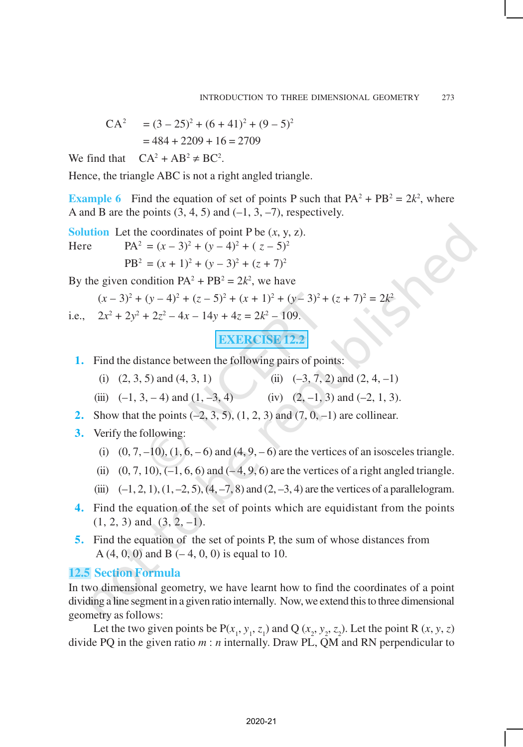$$
\begin{aligned}
CA^2 &= (3-25)^2 + (6+41)^2 + (9-5)^2 \\
&= 484 + 2209 + 16 = 2709
\end{aligned}
$$

We find that $\quad CA^2 + AB^2 \neq BC^2$.

Hence, the triangle ABC is not a right angled triangle.

**Example 6** Find the equation of set of points P such that $PA^2 + PB^2 = 2k^2$, where A and B are the points (3, 4, 5) and (–1, 3, –7), respectively.

**Solution** Let the coordinates of point P be $(x, y, z)$.

Here $\quad PA^2 = (x-3)^2 + (y-4)^2 + (z-5)^2$

$\qquad\quad PB^2 = (x+1)^2 + (y-3)^2 + (z+7)^2$

By the given condition $PA^2 + PB^2 = 2k^2$, we have

$$(x-3)^2 + (y-4)^2 + (z-5)^2 + (x+1)^2 + (y-3)^2 + (z+7)^2 = 2k^2$$

i.e., $\quad 2x^2 + 2y^2 + 2z^2 - 4x - 14y + 4z = 2k^2 - 109.$

## EXERCISE 12.2

1. Find the distance between the following pairs of points:
   (i) (2, 3, 5) and (4, 3, 1) (ii) (–3, 7, 2) and (2, 4, –1)
   (iii) (–1, 3, – 4) and (1, –3, 4) (iv) (2, –1, 3) and (–2, 1, 3).
2. Show that the points (–2, 3, 5), (1, 2, 3) and (7, 0, –1) are collinear.
3. Verify the following:
   (i) (0, 7, –10), (1, 6, – 6) and (4, 9, – 6) are the vertices of an isosceles triangle.
   (ii) (0, 7, 10), (–1, 6, 6) and (– 4, 9, 6) are the vertices of a right angled triangle.
   (iii) (–1, 2, 1), (1, –2, 5), (4, –7, 8) and (2, –3, 4) are the vertices of a parallelogram.
4. Find the equation of the set of points which are equidistant from the points (1, 2, 3) and (3, 2, –1).
5. Find the equation of the set of points P, the sum of whose distances from A (4, 0, 0) and B (– 4, 0, 0) is equal to 10.

## 12.5 Section Formula

In two dimensional geometry, we have learnt how to find the coordinates of a point dividing a line segment in a given ratio internally. Now, we extend this to three dimensional geometry as follows:

Let the two given points be $P(x_1, y_1, z_1)$ and $Q(x_2, y_2, z_2)$. Let the point $R(x, y, z)$ divide PQ in the given ratio $m : n$ internally. Draw PL, QM and RN perpendicular to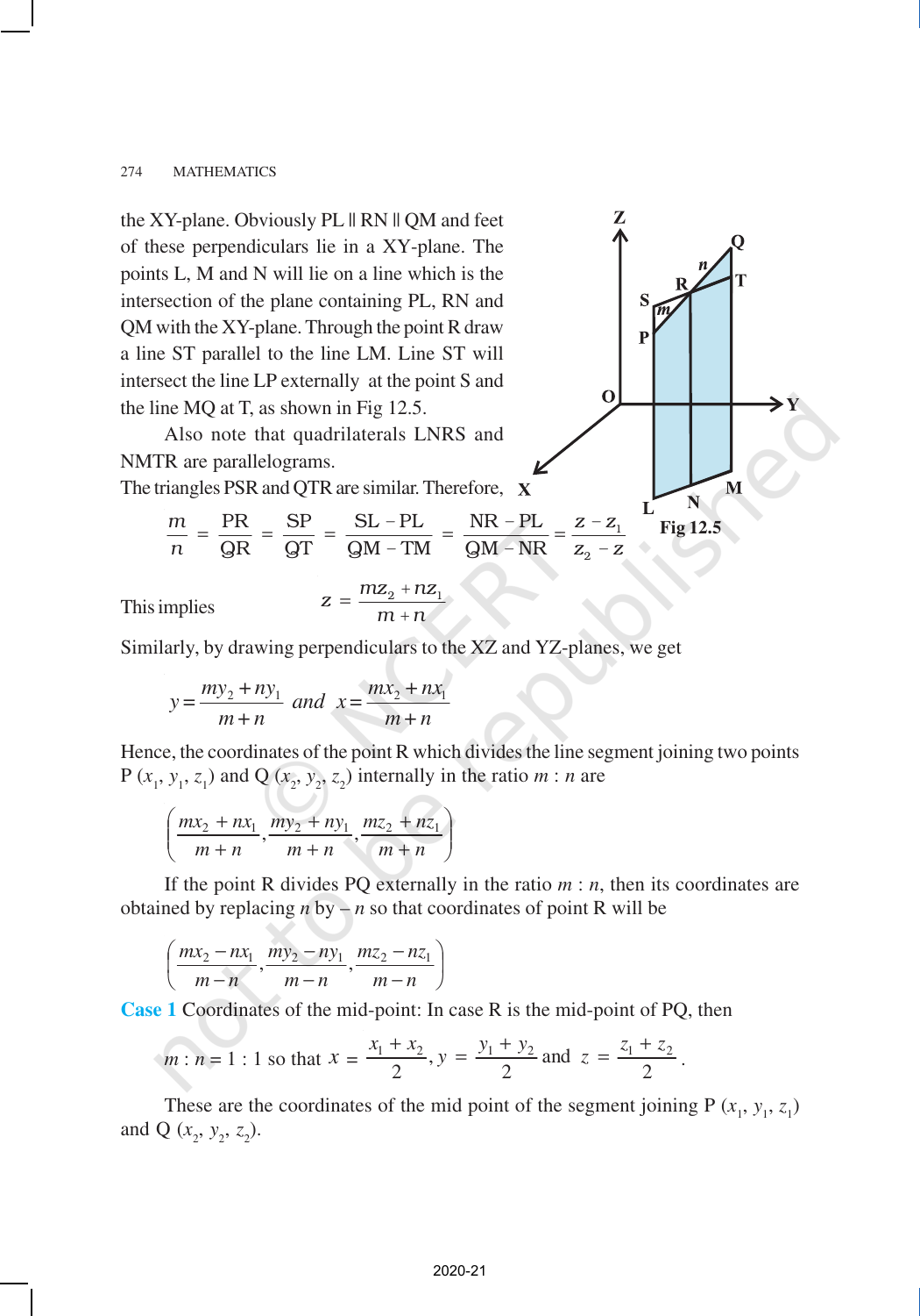the XY-plane. Obviously PL || RN || QM and feet of these perpendiculars lie in a XY-plane. The points L, M and N will lie on a line which is the intersection of the plane containing PL, RN and QM with the XY-plane. Through the point R draw a line ST parallel to the line LM. Line ST will intersect the line LP externally at the point S and the line MQ at T, as shown in Fig 12.5.

Also note that quadrilaterals LNRS and NMTR are parallelograms.

The triangles PSR and QTR are similar. Therefore,

Fig 12.5

$$\frac{m}{n} = \frac{\text{PR}}{\text{QR}} = \frac{\text{SP}}{\text{QT}} = \frac{\text{SL} - \text{PL}}{\text{QM} - \text{TM}} = \frac{\text{NR} - \text{PL}}{\text{QM} - \text{NR}} = \frac{z - z_1}{z_2 - z}$$

This implies

$$z = \frac{mz_2 + nz_1}{m + n}$$

Similarly, by drawing perpendiculars to the XZ and YZ-planes, we get

$$y = \frac{my_2 + ny_1}{m + n} \quad and \quad x = \frac{mx_2 + nx_1}{m + n}$$

Hence, the coordinates of the point R which divides the line segment joining two points P $(x_1, y_1, z_1)$ and Q $(x_2, y_2, z_2)$ internally in the ratio $m : n$ are

$$\left(\frac{mx_2 + nx_1}{m + n}, \frac{my_2 + ny_1}{m + n}, \frac{mz_2 + nz_1}{m + n}\right)$$

If the point R divides PQ externally in the ratio $m : n$, then its coordinates are obtained by replacing $n$ by $-n$ so that coordinates of point R will be

$$\left(\frac{mx_2 - nx_1}{m - n}, \frac{my_2 - ny_1}{m - n}, \frac{mz_2 - nz_1}{m - n}\right)$$

**Case 1** Coordinates of the mid-point: In case R is the mid-point of PQ, then

$$m : n = 1 : 1 \text{ so that } x = \frac{x_1 + x_2}{2}, y = \frac{y_1 + y_2}{2} \text{ and } z = \frac{z_1 + z_2}{2}.$$

These are the coordinates of the mid point of the segment joining P $(x_1, y_1, z_1)$ and Q $(x_2, y_2, z_2)$.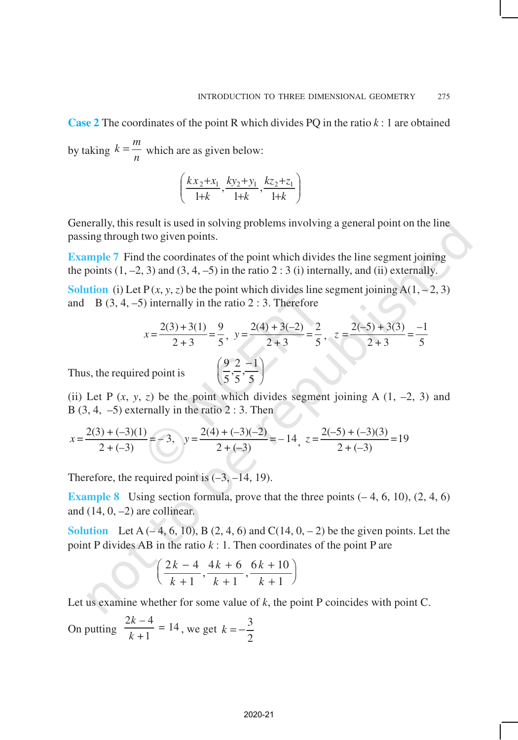**Case 2** The coordinates of the point R which divides PQ in the ratio $k : 1$ are obtained by taking $k = \frac{m}{n}$ which are as given below:

$$\left(\frac{kx_2 + x_1}{1+k}, \frac{ky_2 + y_1}{1+k}, \frac{kz_2 + z_1}{1+k}\right)$$

Generally, this result is used in solving problems involving a general point on the line passing through two given points.

**Example 7** Find the coordinates of the point which divides the line segment joining the points (1, –2, 3) and (3, 4, –5) in the ratio 2 : 3 (i) internally, and (ii) externally.

**Solution** (i) Let P $(x, y, z)$ be the point which divides line segment joining A(1, – 2, 3) and B (3, 4, –5) internally in the ratio 2 : 3. Therefore

$$x = \frac{2(3) + 3(1)}{2+3} = \frac{9}{5}, \quad y = \frac{2(4) + 3(-2)}{2+3} = \frac{2}{5}, \quad z = \frac{2(-5) + 3(3)}{2+3} = \frac{-1}{5}$$

Thus, the required point is $\left(\frac{9}{5}, \frac{2}{5}, \frac{-1}{5}\right)$

(ii) Let P $(x, y, z)$ be the point which divides segment joining A (1, –2, 3) and B (3, 4, –5) externally in the ratio 2 : 3. Then

$$x = \frac{2(3) + (-3)(1)}{2 + (-3)} = -3, \quad y = \frac{2(4) + (-3)(-2)}{2 + (-3)} = -14, \quad z = \frac{2(-5) + (-3)(3)}{2 + (-3)} = 19$$

Therefore, the required point is (–3, –14, 19).

**Example 8** Using section formula, prove that the three points (– 4, 6, 10), (2, 4, 6) and (14, 0, –2) are collinear.

**Solution** Let A (– 4, 6, 10), B (2, 4, 6) and C(14, 0, – 2) be the given points. Let the point P divides AB in the ratio $k : 1$. Then coordinates of the point P are

$$\left(\frac{2k - 4}{k+1}, \frac{4k + 6}{k+1}, \frac{6k + 10}{k+1}\right)$$

Let us examine whether for some value of $k$, the point P coincides with point C.

On putting $\frac{2k-4}{k+1} = 14$, we get $k = -\frac{3}{2}$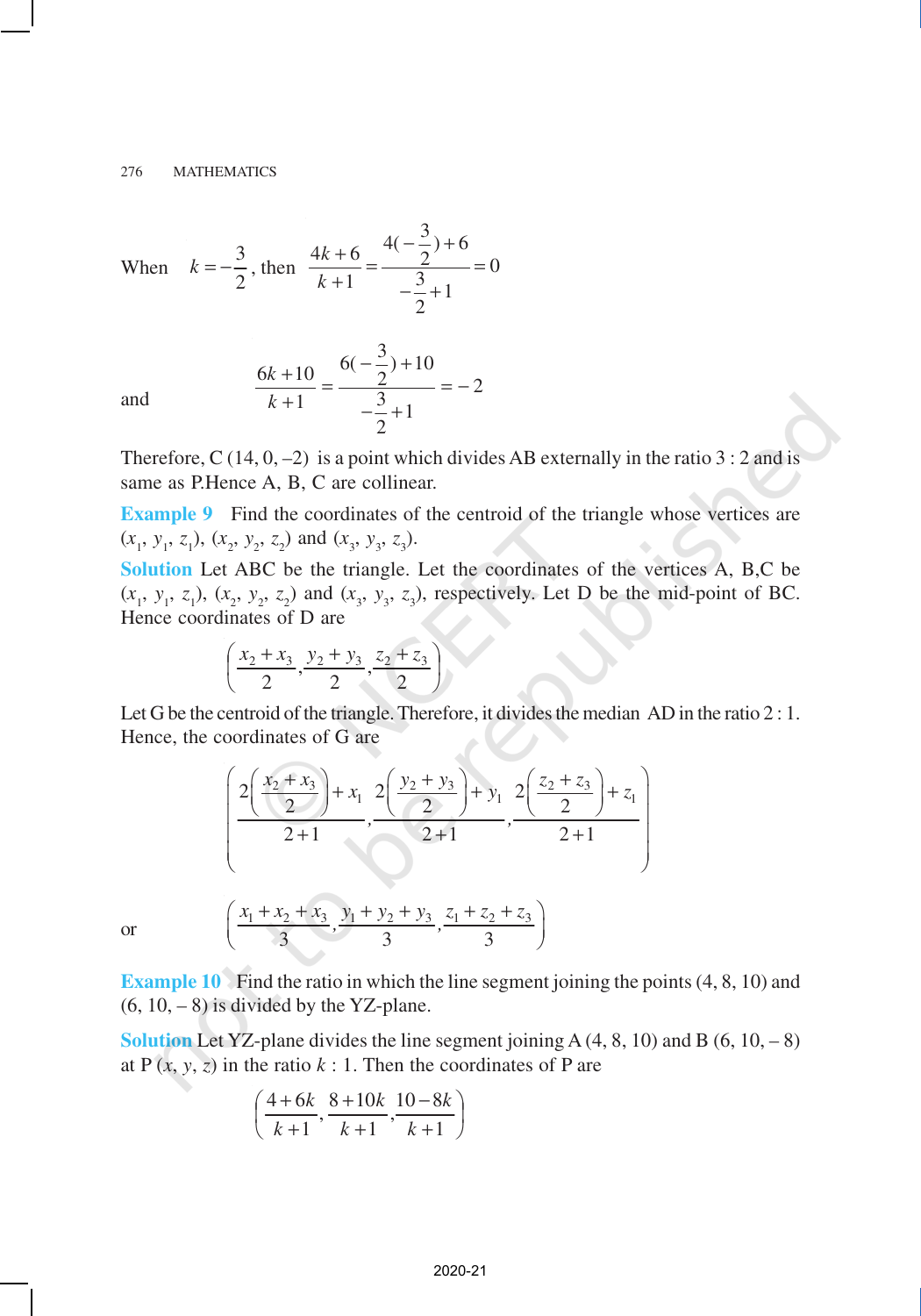When $k = -\frac{3}{2}$, then $\frac{4k+6}{k+1} = \frac{4(-\frac{3}{2})+6}{-\frac{3}{2}+1} = 0$

and $$\frac{6k+10}{k+1} = \frac{6(-\frac{3}{2})+10}{-\frac{3}{2}+1} = -2$$

Therefore, C (14, 0, –2) is a point which divides AB externally in the ratio 3 : 2 and is same as P.Hence A, B, C are collinear.

**Example 9** Find the coordinates of the centroid of the triangle whose vertices are $(x_1, y_1, z_1)$, $(x_2, y_2, z_2)$ and $(x_3, y_3, z_3)$.

**Solution** Let ABC be the triangle. Let the coordinates of the vertices A, B,C be $(x_1, y_1, z_1)$, $(x_2, y_2, z_2)$ and $(x_3, y_3, z_3)$, respectively. Let D be the mid-point of BC. Hence coordinates of D are

$$\left(\frac{x_2+x_3}{2}, \frac{y_2+y_3}{2}, \frac{z_2+z_3}{2}\right)$$

Let G be the centroid of the triangle. Therefore, it divides the median AD in the ratio 2 : 1. Hence, the coordinates of G are

$$\left(\frac{2\left(\frac{x_2+x_3}{2}\right)+x_1}{2+1}, \frac{2\left(\frac{y_2+y_3}{2}\right)+y_1}{2+1}, \frac{2\left(\frac{z_2+z_3}{2}\right)+z_1}{2+1}\right)$$

or $$\left(\frac{x_1+x_2+x_3}{3}, \frac{y_1+y_2+y_3}{3}, \frac{z_1+z_2+z_3}{3}\right)$$

**Example 10** Find the ratio in which the line segment joining the points (4, 8, 10) and (6, 10, – 8) is divided by the YZ-plane.

**Solution** Let YZ-plane divides the line segment joining A (4, 8, 10) and B (6, 10, – 8) at P $(x, y, z)$ in the ratio $k$ : 1. Then the coordinates of P are

$$\left(\frac{4+6k}{k+1}, \frac{8+10k}{k+1}, \frac{10-8k}{k+1}\right)$$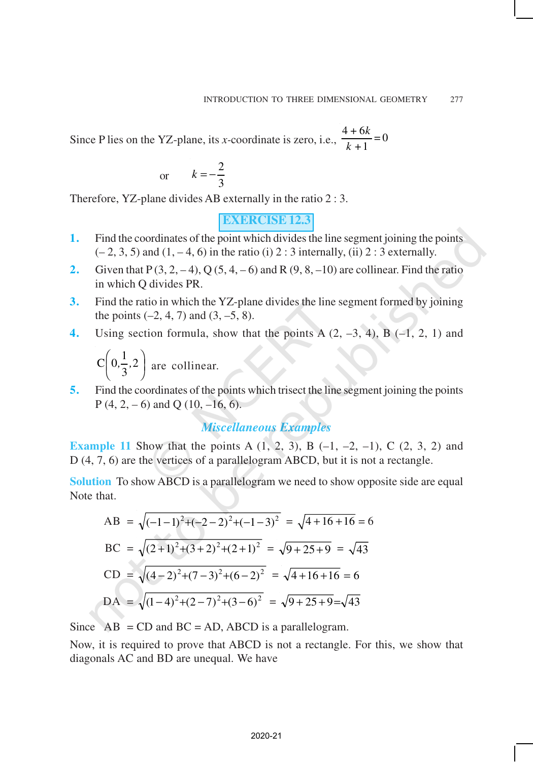Since P lies on the YZ-plane, its $x$-coordinate is zero, i.e., $\frac{4+6k}{k+1}=0$

or $\quad k=-\frac{2}{3}$

Therefore, YZ-plane divides AB externally in the ratio 2 : 3.

## EXERCISE 12.3

1. Find the coordinates of the point which divides the line segment joining the points (– 2, 3, 5) and (1, – 4, 6) in the ratio (i) 2 : 3 internally, (ii) 2 : 3 externally.
2. Given that P (3, 2, – 4), Q (5, 4, – 6) and R (9, 8, –10) are collinear. Find the ratio in which Q divides PR.
3. Find the ratio in which the YZ-plane divides the line segment formed by joining the points (–2, 4, 7) and (3, –5, 8).
4. Using section formula, show that the points A (2, –3, 4), B (–1, 2, 1) and $C\left(0,\frac{1}{3},2\right)$ are collinear.
5. Find the coordinates of the points which trisect the line segment joining the points P (4, 2, – 6) and Q (10, –16, 6).

### *Miscellaneous Examples*

**Example 11** Show that the points A (1, 2, 3), B (–1, –2, –1), C (2, 3, 2) and D (4, 7, 6) are the vertices of a parallelogram ABCD, but it is not a rectangle.

**Solution** To show ABCD is a parallelogram we need to show opposite side are equal Note that.

$$AB = \sqrt{(-1-1)^2+(-2-2)^2+(-1-3)^2} = \sqrt{4+16+16} = 6$$

$$BC = \sqrt{(2+1)^2+(3+2)^2+(2+1)^2} = \sqrt{9+25+9} = \sqrt{43}$$

$$CD = \sqrt{(4-2)^2+(7-3)^2+(6-2)^2} = \sqrt{4+16+16} = 6$$

$$DA = \sqrt{(1-4)^2+(2-7)^2+(3-6)^2} = \sqrt{9+25+9}=\sqrt{43}$$

Since AB = CD and BC = AD, ABCD is a parallelogram.

Now, it is required to prove that ABCD is not a rectangle. For this, we show that diagonals AC and BD are unequal. We have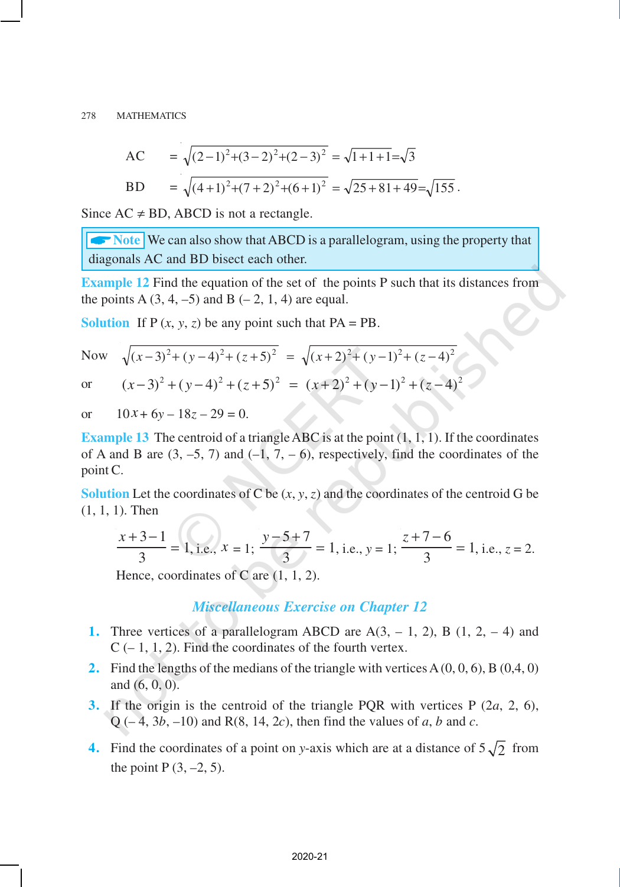$$AC = \sqrt{(2-1)^2+(3-2)^2+(2-3)^2} = \sqrt{1+1+1} = \sqrt{3}$$

$$BD = \sqrt{(4+1)^2+(7+2)^2+(6+1)^2} = \sqrt{25+81+49} = \sqrt{155}.$$

Since AC ≠ BD, ABCD is not a rectangle.

> **Note** We can also show that ABCD is a parallelogram, using the property that diagonals AC and BD bisect each other.

**Example 12** Find the equation of the set of the points P such that its distances from the points A (3, 4, –5) and B (– 2, 1, 4) are equal.

**Solution** If P $(x, y, z)$ be any point such that PA = PB.

Now $\sqrt{(x-3)^2+(y-4)^2+(z+5)^2} = \sqrt{(x+2)^2+(y-1)^2+(z-4)^2}$

or $(x-3)^2+(y-4)^2+(z+5)^2 = (x+2)^2+(y-1)^2+(z-4)^2$

or $10x + 6y - 18z - 29 = 0$.

**Example 13** The centroid of a triangle ABC is at the point (1, 1, 1). If the coordinates of A and B are (3, –5, 7) and (–1, 7, – 6), respectively, find the coordinates of the point C.

**Solution** Let the coordinates of C be $(x, y, z)$ and the coordinates of the centroid G be (1, 1, 1). Then

$$\frac{x+3-1}{3} = 1, \text{ i.e., } x = 1; \quad \frac{y-5+7}{3} = 1, \text{ i.e., } y = 1; \quad \frac{z+7-6}{3} = 1, \text{ i.e., } z = 2.$$

Hence, coordinates of C are (1, 1, 2).

## *Miscellaneous Exercise on Chapter 12*

1. Three vertices of a parallelogram ABCD are A(3, – 1, 2), B (1, 2, – 4) and C (– 1, 1, 2). Find the coordinates of the fourth vertex.
2. Find the lengths of the medians of the triangle with vertices A (0, 0, 6), B (0,4, 0) and (6, 0, 0).
3. If the origin is the centroid of the triangle PQR with vertices P $(2a, 2, 6)$, Q $(-4, 3b, -10)$ and R$(8, 14, 2c)$, then find the values of $a$, $b$ and $c$.
4. Find the coordinates of a point on $y$-axis which are at a distance of $5\sqrt{2}$ from the point P (3, –2, 5).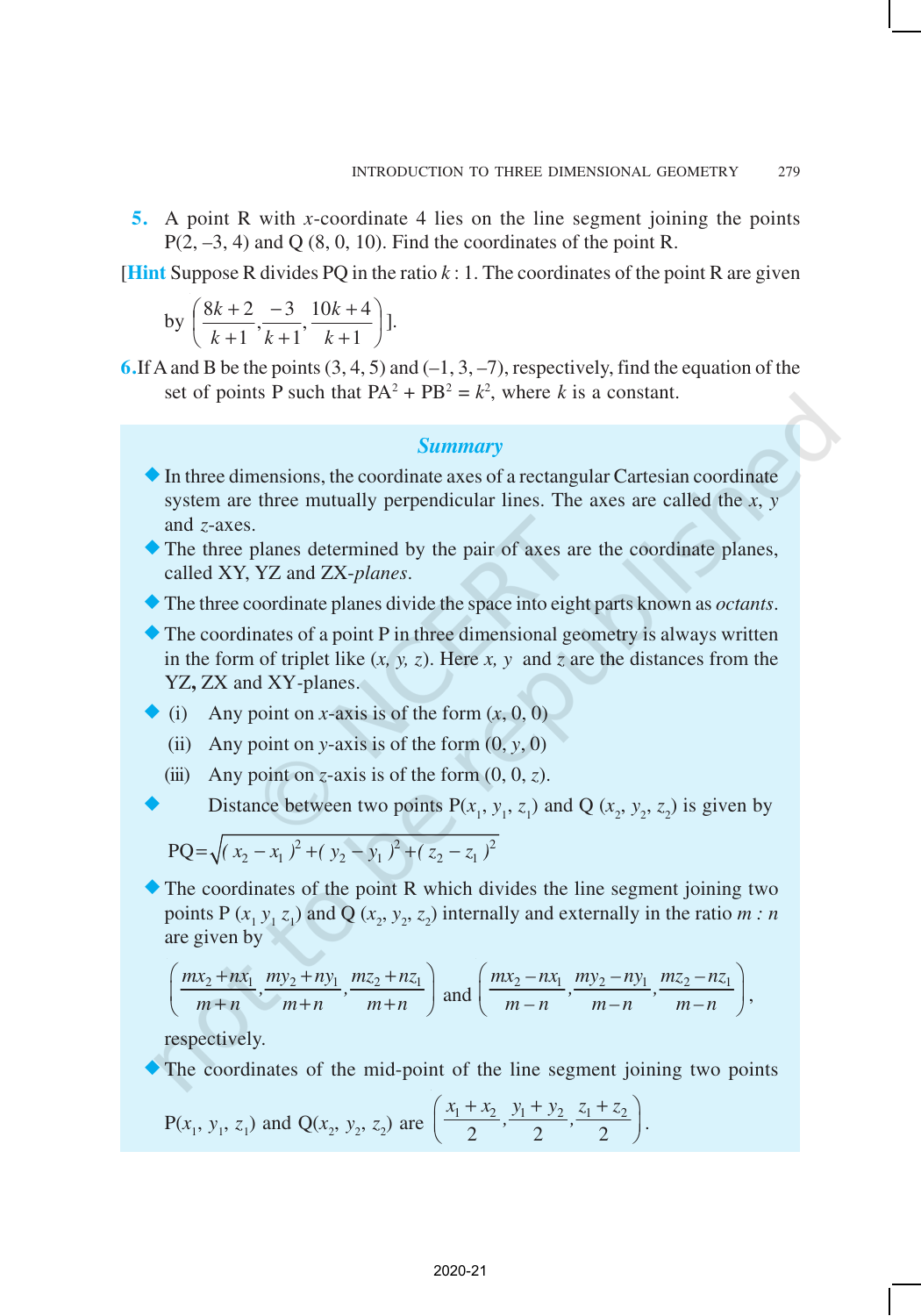**5.** A point R with $x$-coordinate 4 lies on the line segment joining the points P(2, –3, 4) and Q (8, 0, 10). Find the coordinates of the point R.

[**Hint** Suppose R divides PQ in the ratio $k$ : 1. The coordinates of the point R are given by $\left(\dfrac{8k+2}{k+1}, \dfrac{-3}{k+1}, \dfrac{10k+4}{k+1}\right)$].

**6.** If A and B be the points (3, 4, 5) and (–1, 3, –7), respectively, find the equation of the set of points P such that $PA^2 + PB^2 = k^2$, where $k$ is a constant.

## *Summary*

- In three dimensions, the coordinate axes of a rectangular Cartesian coordinate system are three mutually perpendicular lines. The axes are called the $x$, $y$ and $z$-axes.
- The three planes determined by the pair of axes are the coordinate planes, called XY, YZ and ZX-*planes*.
- The three coordinate planes divide the space into eight parts known as *octants*.
- The coordinates of a point P in three dimensional geometry is always written in the form of triplet like $(x, y, z)$. Here $x$, $y$ and $z$ are the distances from the YZ, ZX and XY-planes.
- (i) Any point on $x$-axis is of the form $(x, 0, 0)$
  
  (ii) Any point on $y$-axis is of the form $(0, y, 0)$
  
  (iii) Any point on $z$-axis is of the form $(0, 0, z)$.
- Distance between two points $P(x_1, y_1, z_1)$ and $Q(x_2, y_2, z_2)$ is given by

$$PQ = \sqrt{(x_2 - x_1)^2 + (y_2 - y_1)^2 + (z_2 - z_1)^2}$$

- The coordinates of the point R which divides the line segment joining two points $P(x_1, y_1, z_1)$ and $Q(x_2, y_2, z_2)$ internally and externally in the ratio $m : n$ are given by

$$\left(\frac{mx_2 + nx_1}{m+n}, \frac{my_2 + ny_1}{m+n}, \frac{mz_2 + nz_1}{m+n}\right) \text{ and } \left(\frac{mx_2 - nx_1}{m-n}, \frac{my_2 - ny_1}{m-n}, \frac{mz_2 - nz_1}{m-n}\right),$$

respectively.

- The coordinates of the mid-point of the line segment joining two points $P(x_1, y_1, z_1)$ and $Q(x_2, y_2, z_2)$ are $\left(\dfrac{x_1 + x_2}{2}, \dfrac{y_1 + y_2}{2}, \dfrac{z_1 + z_2}{2}\right)$.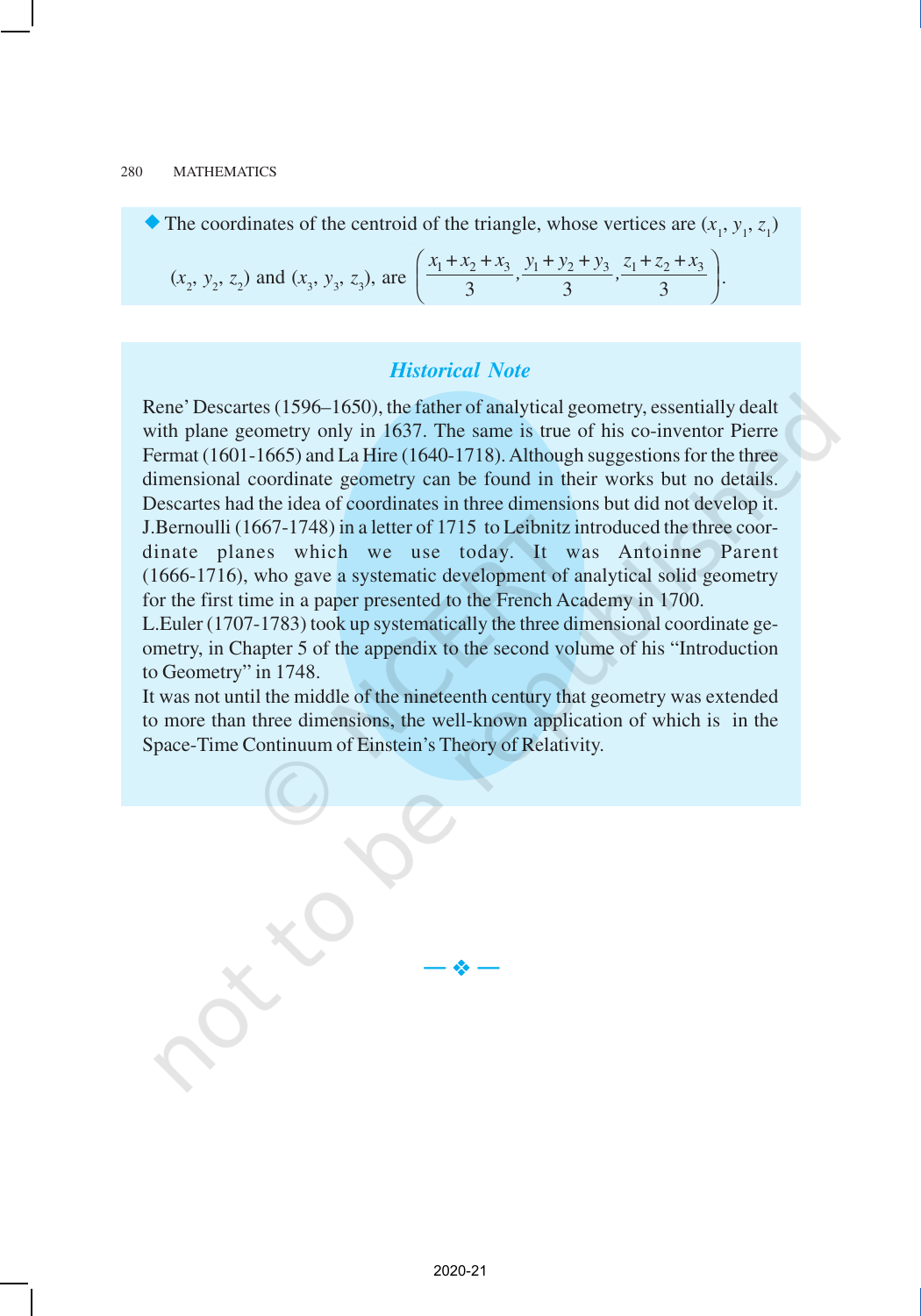◆ The coordinates of the centroid of the triangle, whose vertices are $(x_1, y_1, z_1)$ $(x_2, y_2, z_2)$ and $(x_3, y_3, z_3)$, are $\left(\frac{x_1+x_2+x_3}{3}, \frac{y_1+y_2+y_3}{3}, \frac{z_1+z_2+x_3}{3}\right)$.

## *Historical Note*

Rene' Descartes (1596–1650), the father of analytical geometry, essentially dealt with plane geometry only in 1637. The same is true of his co-inventor Pierre Fermat (1601-1665) and La Hire (1640-1718). Although suggestions for the three dimensional coordinate geometry can be found in their works but no details. Descartes had the idea of coordinates in three dimensions but did not develop it. J.Bernoulli (1667-1748) in a letter of 1715 to Leibnitz introduced the three coordinate planes which we use today. It was Antoinne Parent (1666-1716), who gave a systematic development of analytical solid geometry for the first time in a paper presented to the French Academy in 1700.

L.Euler (1707-1783) took up systematically the three dimensional coordinate geometry, in Chapter 5 of the appendix to the second volume of his "Introduction to Geometry" in 1748.

It was not until the middle of the nineteenth century that geometry was extended to more than three dimensions, the well-known application of which is in the Space-Time Continuum of Einstein's Theory of Relativity.

— ❖ —